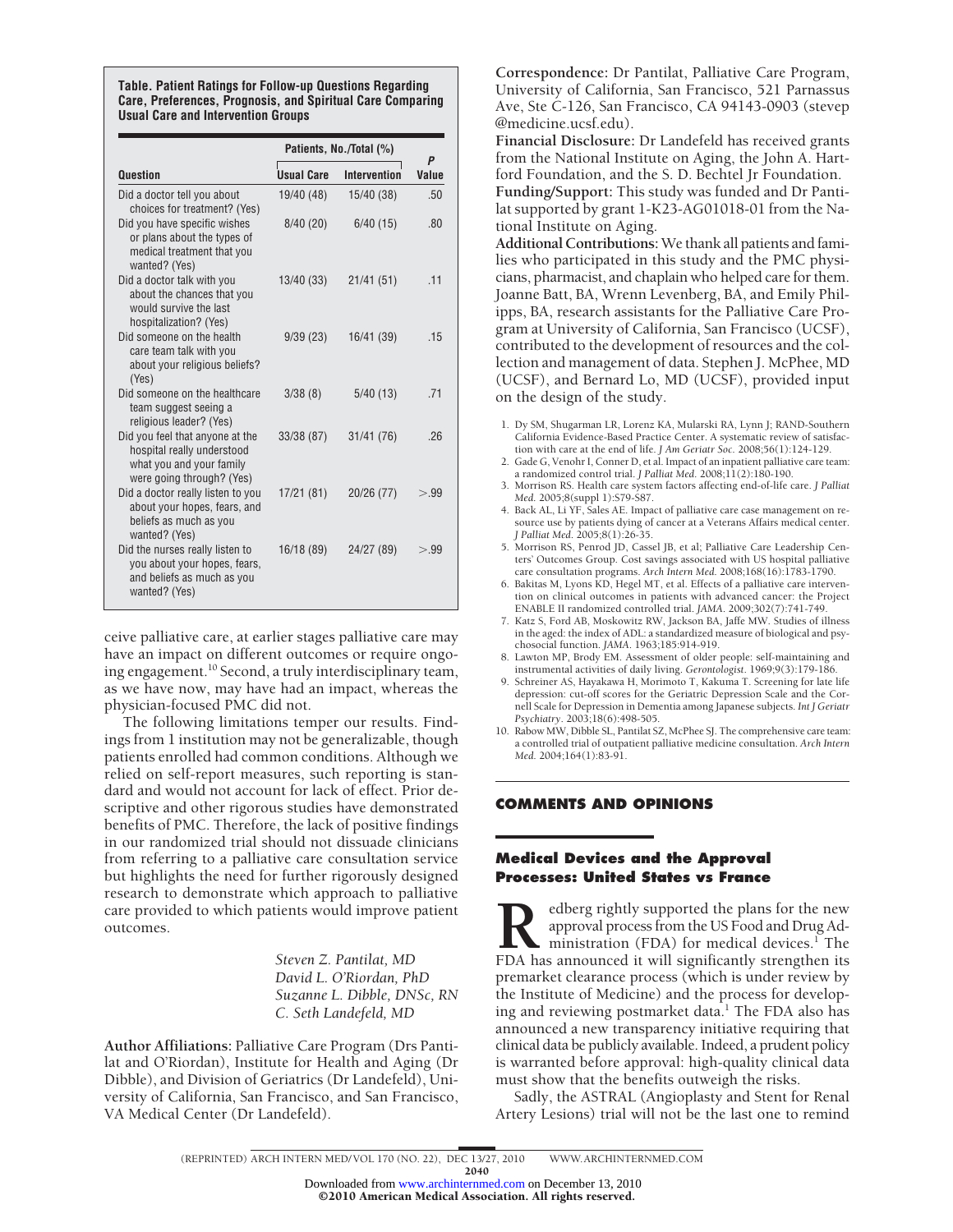**Table. Patient Ratings for Follow-up Questions Regarding Care, Preferences, Prognosis, and Spiritual Care Comparing Usual Care and Intervention Groups**

| | Patients, No./Total (%) | | |
|---|---|---|---|
| Question | Usual Care | Intervention | P Value |
| Did a doctor tell you about choices for treatment? (Yes) | 19/40 (48) | 15/40 (38) | .50 |
| Did you have specific wishes or plans about the types of medical treatment that you wanted? (Yes) | 8/40 (20) | 6/40 (15) | .80 |
| Did a doctor talk with you about the chances that you would survive the last hospitalization? (Yes) | 13/40 (33) | 21/41 (51) | .11 |
| Did someone on the health care team talk with you about your religious beliefs? (Yes) | 9/39 (23) | 16/41 (39) | .15 |
| Did someone on the healthcare team suggest seeing a religious leader? (Yes) | 3/38 (8) | 5/40 (13) | .71 |
| Did you feel that anyone at the hospital really understood what you and your family were going through? (Yes) | 33/38 (87) | 31/41 (76) | .26 |
| Did a doctor really listen to you about your hopes, fears, and beliefs as much as you wanted? (Yes) | 17/21 (81) | 20/26 (77) | >.99 |
| Did the nurses really listen to you about your hopes, fears, and beliefs as much as you wanted? (Yes) | 16/18 (89) | 24/27 (89) | >.99 |

ceive palliative care, at earlier stages palliative care may have an impact on different outcomes or require ongoing engagement.[10] Second, a truly interdisciplinary team, as we have now, may have had an impact, whereas the physician-focused PMC did not.

The following limitations temper our results. Findings from 1 institution may not be generalizable, though patients enrolled had common conditions. Although we relied on self-report measures, such reporting is standard and would not account for lack of effect. Prior descriptive and other rigorous studies have demonstrated benefits of PMC. Therefore, the lack of positive findings in our randomized trial should not dissuade clinicians from referring to a palliative care consultation service but highlights the need for further rigorously designed research to demonstrate which approach to palliative care provided to which patients would improve patient outcomes.

*Steven Z. Pantilat, MD*
*David L. O'Riordan, PhD*
*Suzanne L. Dibble, DNSc, RN*
*C. Seth Landefeld, MD*

**Author Affiliations:** Palliative Care Program (Drs Pantilat and O'Riordan), Institute for Health and Aging (Dr Dibble), and Division of Geriatrics (Dr Landefeld), University of California, San Francisco, and San Francisco VA Medical Center (Dr Landefeld).

**Correspondence:** Dr Pantilat, Palliative Care Program, University of California, San Francisco, 521 Parnassus Ave, Ste C-126, San Francisco, CA 94143-0903 (stevep@medicine.ucsf.edu).

**Financial Disclosure:** Dr Landefeld has received grants from the National Institute on Aging, the John A. Hartford Foundation, and the S. D. Bechtel Jr Foundation.

**Funding/Support:** This study was funded and Dr Pantilat supported by grant 1-K23-AG01018-01 from the National Institute on Aging.

**Additional Contributions:** We thank all patients and families who participated in this study and the PMC physicians, pharmacist, and chaplain who helped care for them. Joanne Batt, BA, Wrenn Levenberg, BA, and Emily Phillipps, BA, research assistants for the Palliative Care Program at University of California, San Francisco (UCSF), contributed to the development of resources and the collection and management of data. Stephen J. McPhee, MD (UCSF), and Bernard Lo, MD (UCSF), provided input on the design of the study.

1. Dy SM, Shugarman LR, Lorenz KA, Mularski RA, Lynn J; RAND-Southern California Evidence-Based Practice Center. A systematic review of satisfaction with care at the end of life. *J Am Geriatr Soc.* 2008;56(1):124-129.
2. Gade G, Venohr I, Conner D, et al. Impact of an inpatient palliative care team: a randomized control trial. *J Palliat Med.* 2008;11(2):180-190.
3. Morrison RS. Health care system factors affecting end-of-life care. *J Palliat Med.* 2005;8(suppl 1):S79-S87.
4. Back AL, Li YF, Sales AE. Impact of palliative care case management on resource use by patients dying of cancer at a Veterans Affairs medical center. *J Palliat Med.* 2005;8(1):26-35.
5. Morrison RS, Penrod JD, Cassel JB, et al; Palliative Care Leadership Centers' Outcomes Group. Cost savings associated with US hospital palliative care consultation programs. *Arch Intern Med.* 2008;168(16):1783-1790.
6. Bakitas M, Lyons KD, Hegel MT, et al. Effects of a palliative care intervention on clinical outcomes in patients with advanced cancer: the Project ENABLE II randomized controlled trial. *JAMA.* 2009;302(7):741-749.
7. Katz S, Ford AB, Moskowitz RW, Jackson BA, Jaffe MW. Studies of illness in the aged: the index of ADL: a standardized measure of biological and psychosocial function. *JAMA.* 1963;185:914-919.
8. Lawton MP, Brody EM. Assessment of older people: self-maintaining and instrumental activities of daily living. *Gerontologist.* 1969;9(3):179-186.
9. Schreiner AS, Hayakawa H, Morimoto T, Kakuma T. Screening for late life depression: cut-off scores for the Geriatric Depression Scale and the Cornell Scale for Depression in Dementia among Japanese subjects. *Int J Geriatr Psychiatry.* 2003;18(6):498-505.
10. Rabow MW, Dibble SL, Pantilat SZ, McPhee SJ. The comprehensive care team: a controlled trial of outpatient palliative medicine consultation. *Arch Intern Med.* 2004;164(1):83-91.

## COMMENTS AND OPINIONS

### Medical Devices and the Approval Processes: United States vs France

Redberg rightly supported the plans for the new approval process from the US Food and Drug Administration (FDA) for medical devices.[1] The FDA has announced it will significantly strengthen its premarket clearance process (which is under review by the Institute of Medicine) and the process for developing and reviewing postmarket data.[1] The FDA also has announced a new transparency initiative requiring that clinical data be publicly available. Indeed, a prudent policy is warranted before approval: high-quality clinical data must show that the benefits outweigh the risks.

Sadly, the ASTRAL (Angioplasty and Stent for Renal Artery Lesions) trial will not be the last one to remind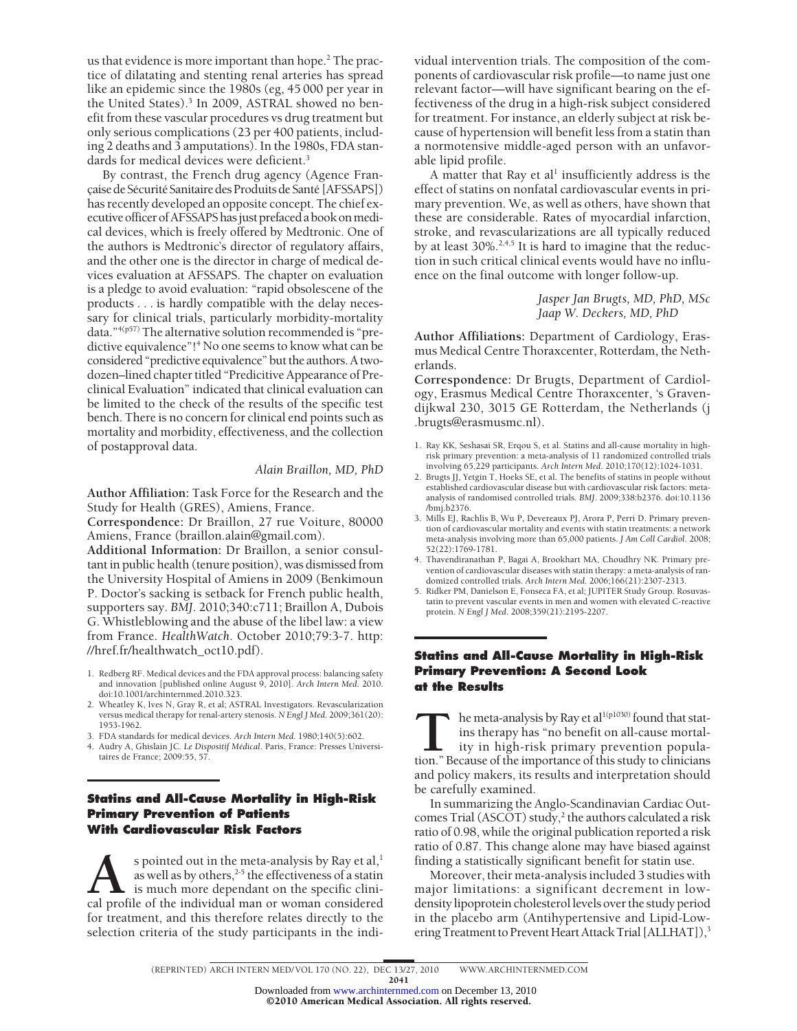us that evidence is more important than hope.[2] The practice of dilatating and stenting renal arteries has spread like an epidemic since the 1980s (eg, 45 000 per year in the United States).[3] In 2009, ASTRAL showed no benefit from these vascular procedures vs drug treatment but only serious complications (23 per 400 patients, including 2 deaths and 3 amputations). In the 1980s, FDA standards for medical devices were deficient.[3]

By contrast, the French drug agency (Agence Française de Sécurité Sanitaire des Produits de Santé [AFSSAPS]) has recently developed an opposite concept. The chief executive officer of AFSSAPS has just prefaced a book on medical devices, which is freely offered by Medtronic. One of the authors is Medtronic's director of regulatory affairs, and the other one is the director in charge of medical devices evaluation at AFSSAPS. The chapter on evaluation is a pledge to avoid evaluation: "rapid obsolescene of the products . . . is hardly compatible with the delay necessary for clinical trials, particularly morbidity-mortality data."[4(p57)] The alternative solution recommended is "predictive equivalence"![4] No one seems to know what can be considered "predictive equivalence" but the authors. A two-dozen–lined chapter titled "Predicitive Appearance of Preclinical Evaluation" indicated that clinical evaluation can be limited to the check of the results of the specific test bench. There is no concern for clinical end points such as mortality and morbidity, effectiveness, and the collection of postapproval data.

*Alain Braillon, MD, PhD*

**Author Affiliation:** Task Force for the Research and the Study for Health (GRES), Amiens, France.

**Correspondence:** Dr Braillon, 27 rue Voiture, 80000 Amiens, France (braillon.alain@gmail.com).

**Additional Information:** Dr Braillon, a senior consultant in public health (tenure position), was dismissed from the University Hospital of Amiens in 2009 (Benkimoun P. Doctor's sacking is setback for French public health, supporters say. *BMJ*. 2010;340:c711; Braillon A, Dubois G. Whistleblowing and the abuse of the libel law: a view from France. *HealthWatch*. October 2010;79:3-7. http://href.fr/healthwatch_oct10.pdf).

1. Redberg RF. Medical devices and the FDA approval process: balancing safety and innovation [published online August 9, 2010]. *Arch Intern Med*. 2010. doi:10.1001/archinternmed.2010.323.
2. Wheatley K, Ives N, Gray R, et al; ASTRAL Investigators. Revascularization versus medical therapy for renal-artery stenosis. *N Engl J Med*. 2009;361(20):1953-1962.
3. FDA standards for medical devices. *Arch Intern Med*. 1980;140(5):602.
4. Audry A, Ghislain JC. *Le Dispositif Médical*. Paris, France: Presses Universitaires de France; 2009:55, 57.

## Statins and All-Cause Mortality in High-Risk Primary Prevention of Patients With Cardiovascular Risk Factors

As pointed out in the meta-analysis by Ray et al,[1] as well as by others,[2-5] the effectiveness of a statin is much more dependant on the specific clinical profile of the individual man or woman considered for treatment, and this therefore relates directly to the selection criteria of the study participants in the individual intervention trials. The composition of the components of cardiovascular risk profile—to name just one relevant factor—will have significant bearing on the effectiveness of the drug in a high-risk subject considered for treatment. For instance, an elderly subject at risk because of hypertension will benefit less from a statin than a normotensive middle-aged person with an unfavorable lipid profile.

A matter that Ray et al[1] insufficiently address is the effect of statins on nonfatal cardiovascular events in primary prevention. We, as well as others, have shown that these are considerable. Rates of myocardial infarction, stroke, and revascularizations are all typically reduced by at least 30%.[2,4,5] It is hard to imagine that the reduction in such critical clinical events would have no influence on the final outcome with longer follow-up.

*Jasper Jan Brugts, MD, PhD, MSc*
*Jaap W. Deckers, MD, PhD*

**Author Affiliations:** Department of Cardiology, Erasmus Medical Centre Thoraxcenter, Rotterdam, the Netherlands.

**Correspondence:** Dr Brugts, Department of Cardiology, Erasmus Medical Centre Thoraxcenter, 's Gravendijkwal 230, 3015 GE Rotterdam, the Netherlands (j.brugts@erasmusmc.nl).

1. Ray KK, Seshasai SR, Erqou S, et al. Statins and all-cause mortality in high-risk primary prevention: a meta-analysis of 11 randomized controlled trials involving 65,229 participants. *Arch Intern Med*. 2010;170(12):1024-1031.
2. Brugts JJ, Yetgin T, Hoeks SE, et al. The benefits of statins in people without established cardiovascular disease but with cardiovascular risk factors: meta-analysis of randomised controlled trials. *BMJ*. 2009;338:b2376. doi:10.1136/bmj.b2376.
3. Mills EJ, Rachlis B, Wu P, Devereaux PJ, Arora P, Perri D. Primary prevention of cardiovascular mortality and events with statin treatments: a network meta-analysis involving more than 65,000 patients. *J Am Coll Cardiol*. 2008;52(22):1769-1781.
4. Thavendiranathan P, Bagai A, Brookhart MA, Choudhry NK. Primary prevention of cardiovascular diseases with statin therapy: a meta-analysis of randomized controlled trials. *Arch Intern Med*. 2006;166(21):2307-2313.
5. Ridker PM, Danielson E, Fonseca FA, et al; JUPITER Study Group. Rosuvastatin to prevent vascular events in men and women with elevated C-reactive protein. *N Engl J Med*. 2008;359(21):2195-2207.

## Statins and All-Cause Mortality in High-Risk Primary Prevention: A Second Look at the Results

The meta-analysis by Ray et al[1(p1030)] found that statins therapy has "no benefit on all-cause mortality in high-risk primary prevention population." Because of the importance of this study to clinicians and policy makers, its results and interpretation should be carefully examined.

In summarizing the Anglo-Scandinavian Cardiac Outcomes Trial (ASCOT) study,[2] the authors calculated a risk ratio of 0.98, while the original publication reported a risk ratio of 0.87. This change alone may have biased against finding a statistically significant benefit for statin use.

Moreover, their meta-analysis included 3 studies with major limitations: a significant decrement in low-density lipoprotein cholesterol levels over the study period in the placebo arm (Antihypertensive and Lipid-Lowering Treatment to Prevent Heart Attack Trial [ALLHAT]),[3]